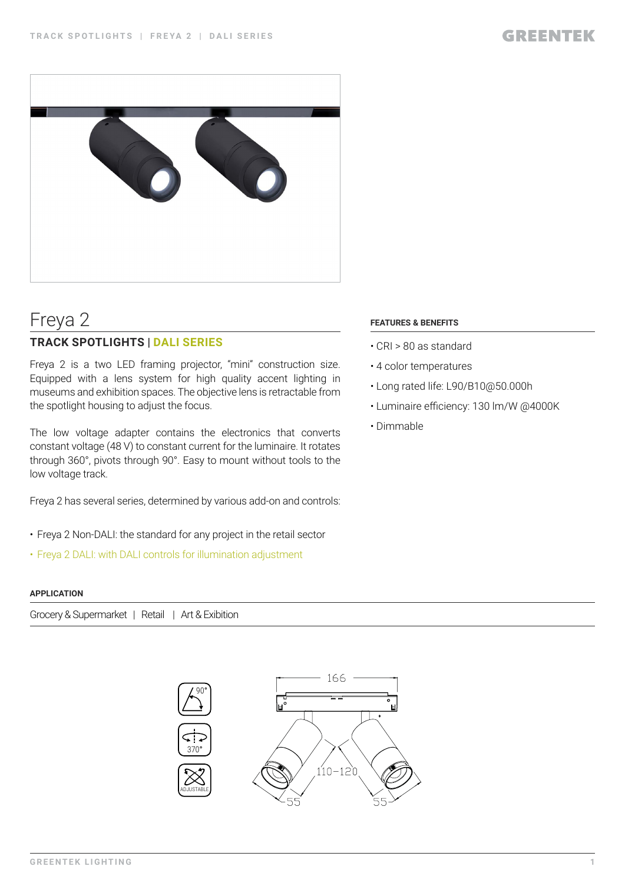# Freya 2

## TRACK SPOTLIGHTS | DALI SERIES

Freya 2 is a two LED framing projector, “mini” construction size. Equipped with a lens system for high quality accent lighting in museums and exhibition spaces. The objective lens is retractable from the spotlight housing to adjust the focus.

The low voltage adapter contains the electronics that converts constant voltage (48 V) to constant current for the luminaire. It rotates through 360°, pivots through 90°. Easy to mount without tools to the low voltage track.

Freya 2 has several series, determined by various add-on and controls:

- Freya 2 Non-DALI: the standard for any project in the retail sector
- Freya 2 DALI: with DALI controls for illumination adjustment

### FEATURES & BENEFITS

- CRI > 80 as standard
- 4 color temperatures
- Long rated life: L90/B10@50.000h
- Luminaire efficiency: 130 lm/W @4000K
- Dimmable

### APPLICATION

Grocery & Supermarket | Retail | Art & Exibition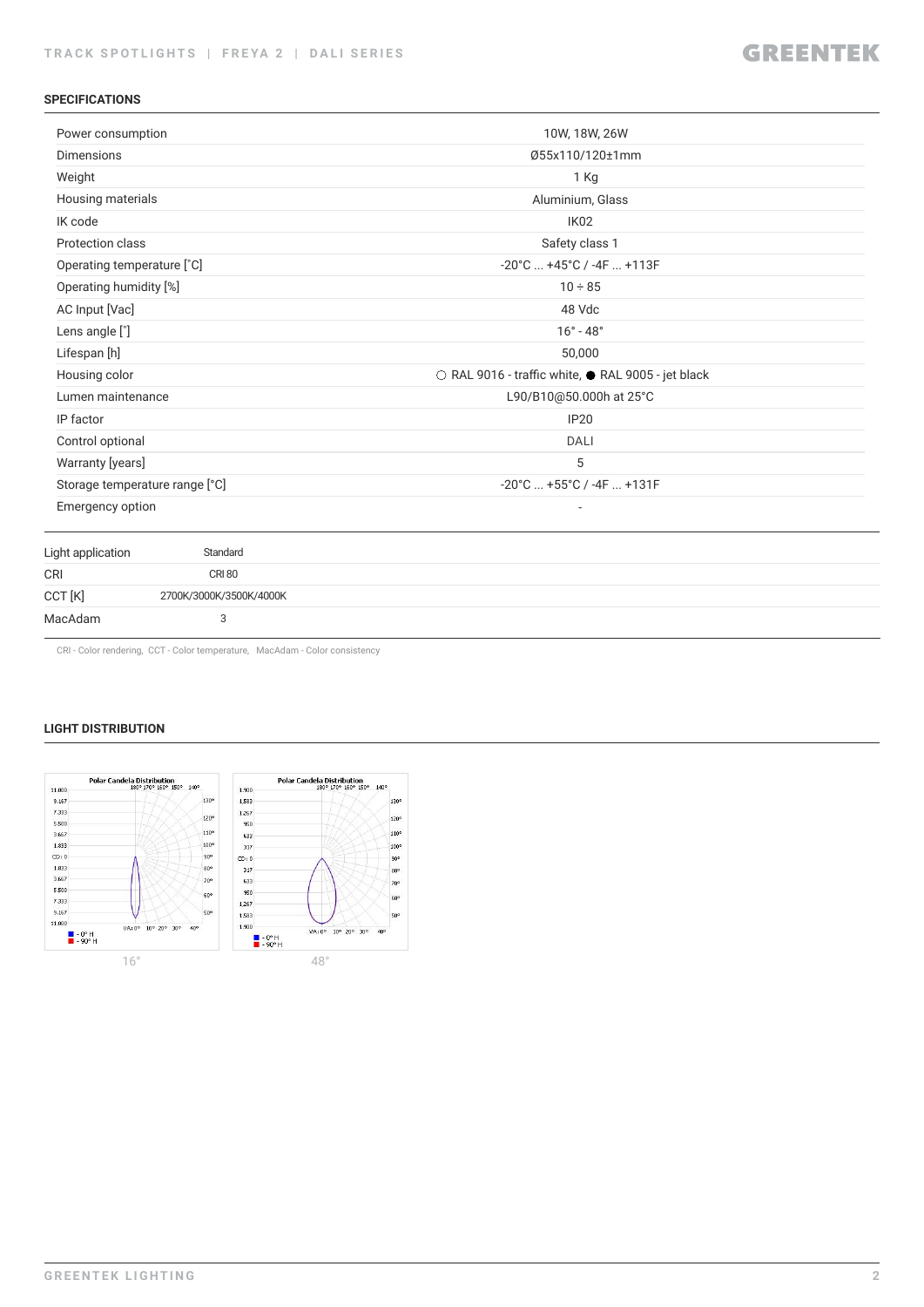## SPECIFICATIONS

| | |
|---|---|
| Power consumption | 10W, 18W, 26W |
| Dimensions | Ø55x110/120±1mm |
| Weight | 1 Kg |
| Housing materials | Aluminium, Glass |
| IK code | IK02 |
| Protection class | Safety class 1 |
| Operating temperature [˚C] | -20°C ... +45°C / -4F ... +113F |
| Operating humidity [%] | 10 ÷ 85 |
| AC Input [Vac] | 48 Vdc |
| Lens angle [˚] | 16° - 48° |
| Lifespan [h] | 50,000 |
| Housing color | ○ RAL 9016 - traffic white, ● RAL 9005 - jet black |
| Lumen maintenance | L90/B10@50.000h at 25°C |
| IP factor | IP20 |
| Control optional | DALI |
| Warranty [years] | 5 |
| Storage temperature range [˚C] | -20°C ... +55°C / -4F ... +131F |
| Emergency option | - |

| | |
|---|---|
| Light application | Standard |
| CRI | CRI 80 |
| CCT [K] | 2700K/3000K/3500K/4000K |
| MacAdam | 3 |

CRI - Color rendering, CCT - Color temperature, MacAdam - Color consistency

## LIGHT DISTRIBUTION

16°

48°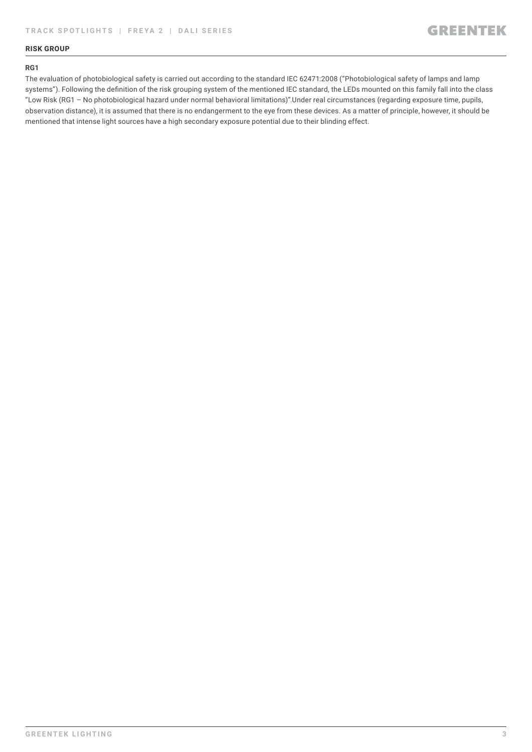## RISK GROUP

**RG1**

The evaluation of photobiological safety is carried out according to the standard IEC 62471:2008 ("Photobiological safety of lamps and lamp systems"). Following the definition of the risk grouping system of the mentioned IEC standard, the LEDs mounted on this family fall into the class "Low Risk (RG1 – No photobiological hazard under normal behavioral limitations)".Under real circumstances (regarding exposure time, pupils, observation distance), it is assumed that there is no endangerment to the eye from these devices. As a matter of principle, however, it should be mentioned that intense light sources have a high secondary exposure potential due to their blinding effect.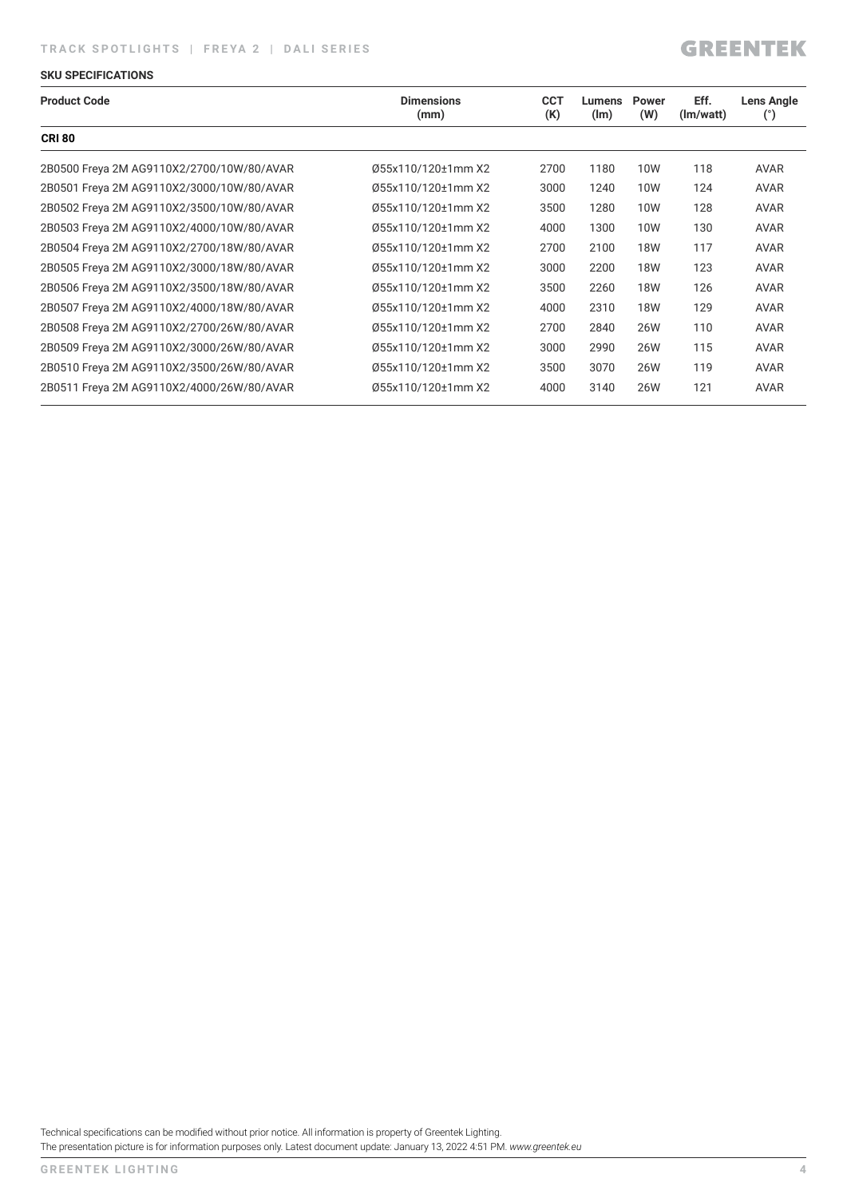**SKU SPECIFICATIONS**

| Product Code | Dimensions (mm) | CCT (K) | Lumens (lm) | Power (W) | Eff. (lm/watt) | Lens Angle (˚) |
|---|---|---|---|---|---|---|
| **CRI 80** | | | | | | |
| 2B0500 Freya 2M AG9110X2/2700/10W/80/AVAR | Ø55x110/120±1mm X2 | 2700 | 1180 | 10W | 118 | AVAR |
| 2B0501 Freya 2M AG9110X2/3000/10W/80/AVAR | Ø55x110/120±1mm X2 | 3000 | 1240 | 10W | 124 | AVAR |
| 2B0502 Freya 2M AG9110X2/3500/10W/80/AVAR | Ø55x110/120±1mm X2 | 3500 | 1280 | 10W | 128 | AVAR |
| 2B0503 Freya 2M AG9110X2/4000/10W/80/AVAR | Ø55x110/120±1mm X2 | 4000 | 1300 | 10W | 130 | AVAR |
| 2B0504 Freya 2M AG9110X2/2700/18W/80/AVAR | Ø55x110/120±1mm X2 | 2700 | 2100 | 18W | 117 | AVAR |
| 2B0505 Freya 2M AG9110X2/3000/18W/80/AVAR | Ø55x110/120±1mm X2 | 3000 | 2200 | 18W | 123 | AVAR |
| 2B0506 Freya 2M AG9110X2/3500/18W/80/AVAR | Ø55x110/120±1mm X2 | 3500 | 2260 | 18W | 126 | AVAR |
| 2B0507 Freya 2M AG9110X2/4000/18W/80/AVAR | Ø55x110/120±1mm X2 | 4000 | 2310 | 18W | 129 | AVAR |
| 2B0508 Freya 2M AG9110X2/2700/26W/80/AVAR | Ø55x110/120±1mm X2 | 2700 | 2840 | 26W | 110 | AVAR |
| 2B0509 Freya 2M AG9110X2/3000/26W/80/AVAR | Ø55x110/120±1mm X2 | 3000 | 2990 | 26W | 115 | AVAR |
| 2B0510 Freya 2M AG9110X2/3500/26W/80/AVAR | Ø55x110/120±1mm X2 | 3500 | 3070 | 26W | 119 | AVAR |
| 2B0511 Freya 2M AG9110X2/4000/26W/80/AVAR | Ø55x110/120±1mm X2 | 4000 | 3140 | 26W | 121 | AVAR |

Technical specifications can be modified without prior notice. All information is property of Greentek Lighting.
The presentation picture is for information purposes only. Latest document update: January 13, 2022 4:51 PM. *www.greentek.eu*